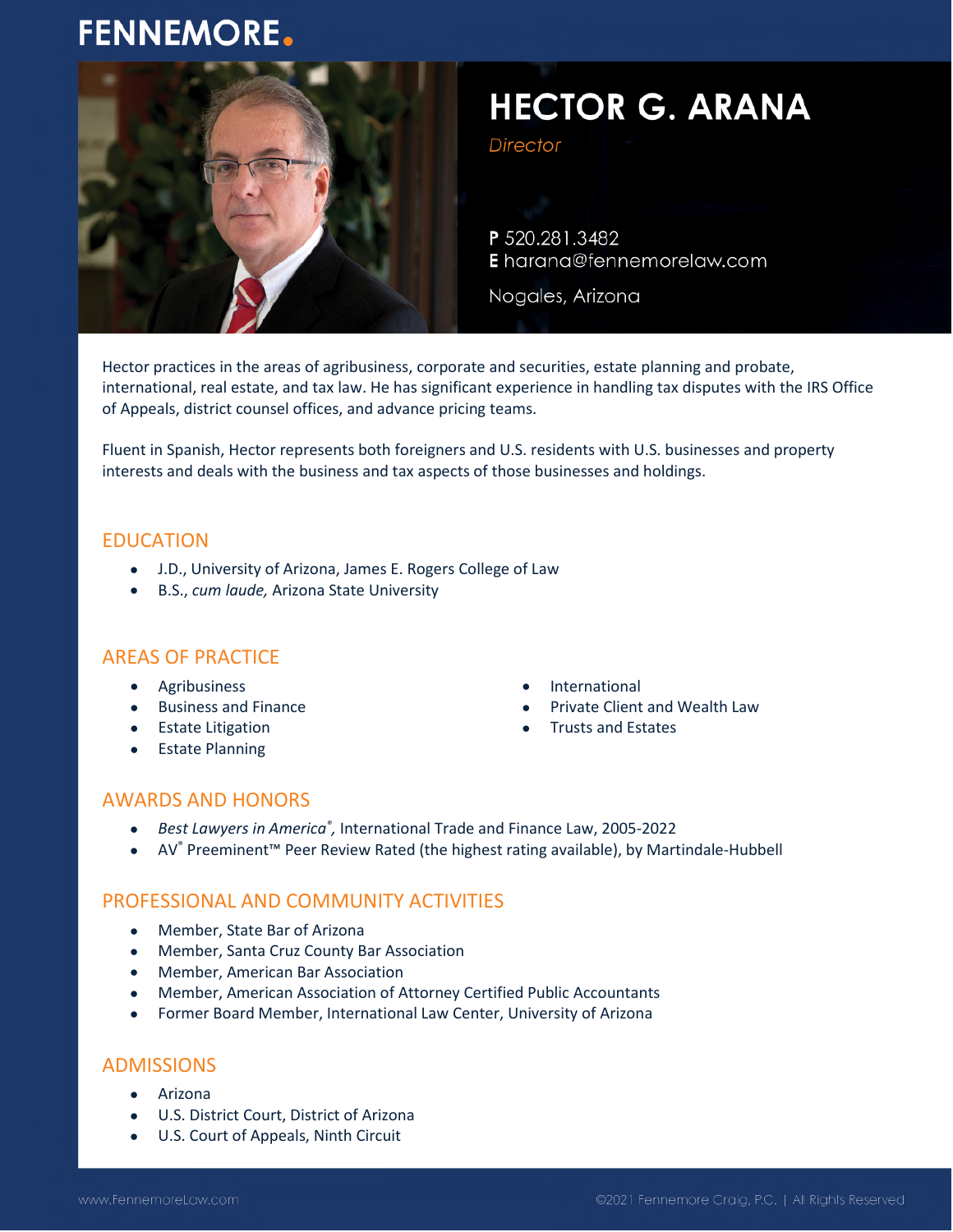# HECTOR G. ARANA

*Director*

**P** 520.281.3482
**E** harana@fennemorelaw.com

Nogales, Arizona

Hector practices in the areas of agribusiness, corporate and securities, estate planning and probate, international, real estate, and tax law. He has significant experience in handling tax disputes with the IRS Office of Appeals, district counsel offices, and advance pricing teams.

Fluent in Spanish, Hector represents both foreigners and U.S. residents with U.S. businesses and property interests and deals with the business and tax aspects of those businesses and holdings.

## EDUCATION

- J.D., University of Arizona, James E. Rogers College of Law
- B.S., *cum laude,* Arizona State University

## AREAS OF PRACTICE

- Agribusiness
- Business and Finance
- Estate Litigation
- Estate Planning
- International
- Private Client and Wealth Law
- Trusts and Estates

## AWARDS AND HONORS

- *Best Lawyers in America®,* International Trade and Finance Law, 2005-2022
- AV® Preeminent™ Peer Review Rated (the highest rating available), by Martindale-Hubbell

## PROFESSIONAL AND COMMUNITY ACTIVITIES

- Member, State Bar of Arizona
- Member, Santa Cruz County Bar Association
- Member, American Bar Association
- Member, American Association of Attorney Certified Public Accountants
- Former Board Member, International Law Center, University of Arizona

## ADMISSIONS

- Arizona
- U.S. District Court, District of Arizona
- U.S. Court of Appeals, Ninth Circuit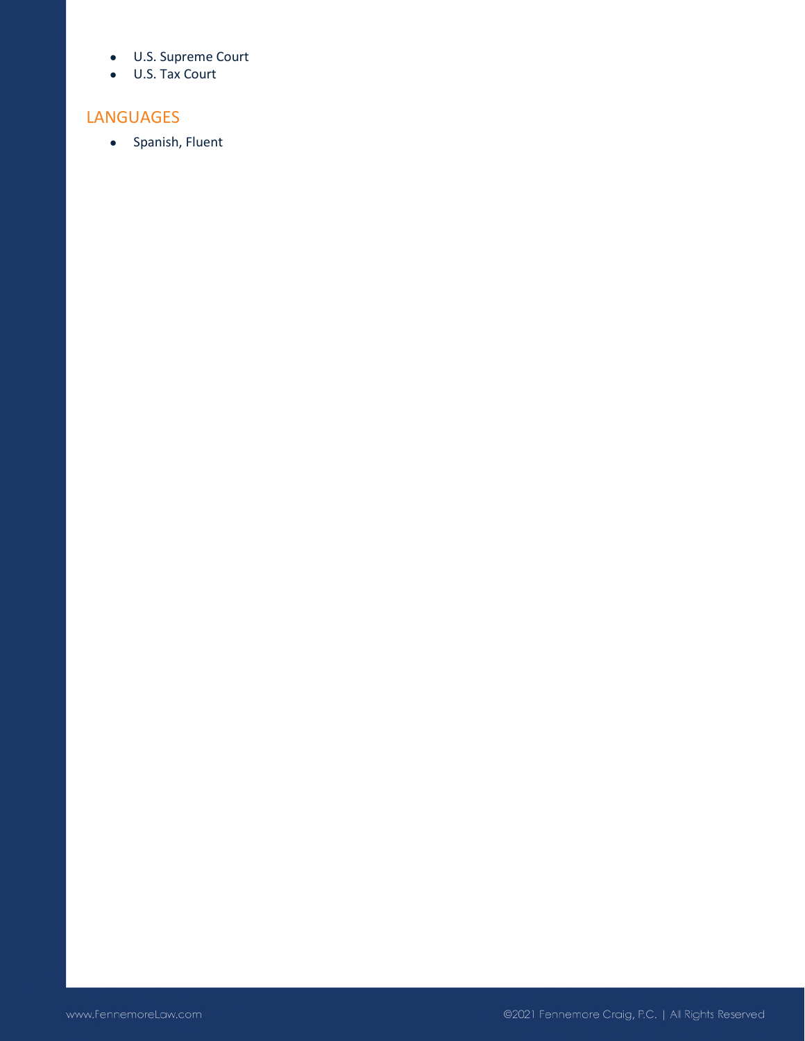- U.S. Supreme Court
- U.S. Tax Court

## LANGUAGES

- Spanish, Fluent